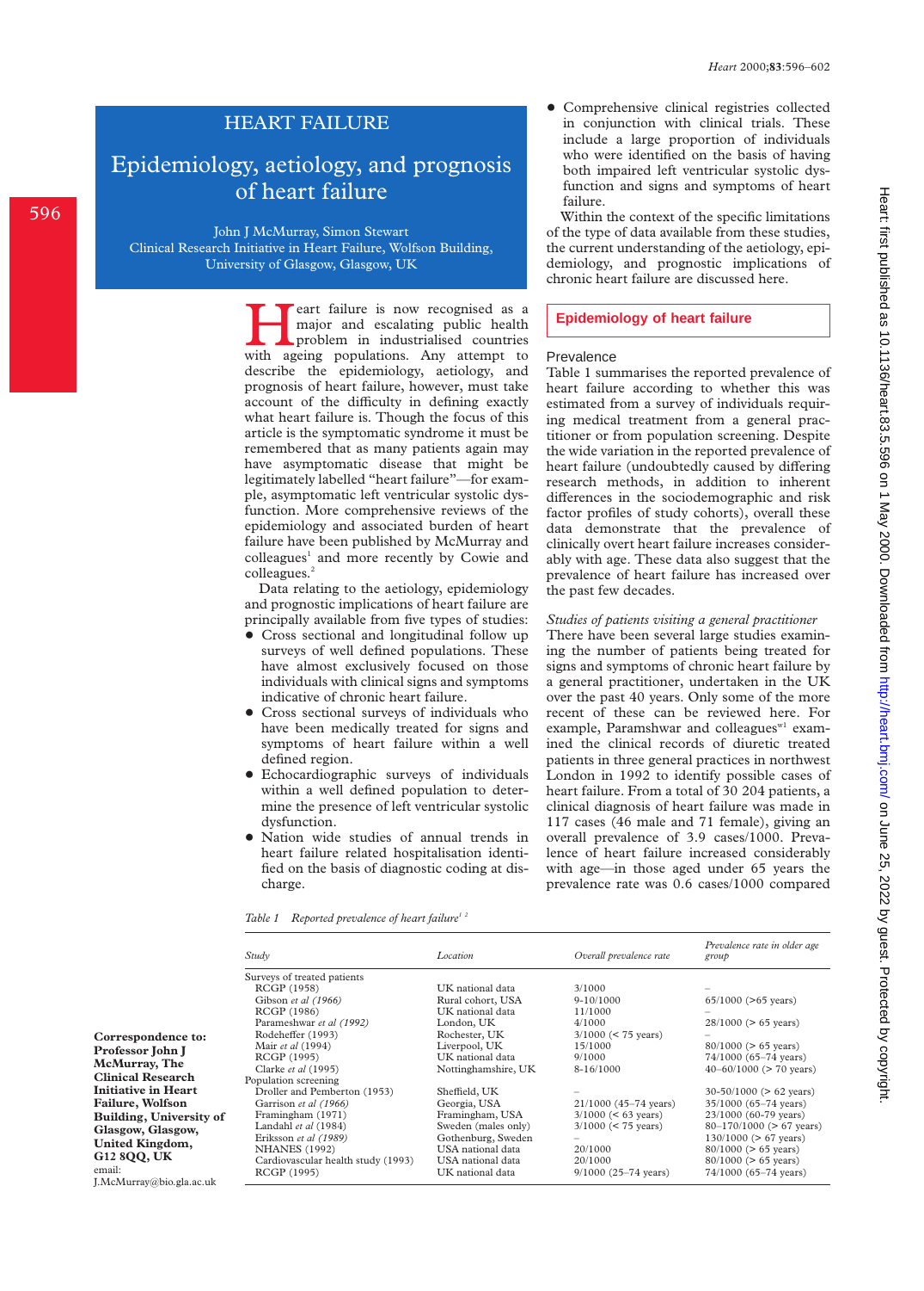# HEART FAILURE

# Epidemiology, aetiology, and prognosis of heart failure

John J McMurray, Simon Stewart
Clinical Research Initiative in Heart Failure, Wolfson Building, University of Glasgow, Glasgow, UK

Heart failure is now recognised as a major and escalating public health problem in industrialised countries with ageing populations. Any attempt to describe the epidemiology, aetiology, and prognosis of heart failure, however, must take account of the difficulty in defining exactly what heart failure is. Though the focus of this article is the symptomatic syndrome it must be remembered that as many patients again may have asymptomatic disease that might be legitimately labelled "heart failure"—for example, asymptomatic left ventricular systolic dysfunction. More comprehensive reviews of the epidemiology and associated burden of heart failure have been published by McMurray and colleagues[1] and more recently by Cowie and colleagues.[2]

Data relating to the aetiology, epidemiology and prognostic implications of heart failure are principally available from five types of studies:

- Cross sectional and longitudinal follow up surveys of well defined populations. These have almost exclusively focused on those individuals with clinical signs and symptoms indicative of chronic heart failure.
- Cross sectional surveys of individuals who have been medically treated for signs and symptoms of heart failure within a well defined region.
- Echocardiographic surveys of individuals within a well defined population to determine the presence of left ventricular systolic dysfunction.
- Nation wide studies of annual trends in heart failure related hospitalisation identified on the basis of diagnostic coding at discharge.
- Comprehensive clinical registries collected in conjunction with clinical trials. These include a large proportion of individuals who were identified on the basis of having both impaired left ventricular systolic dysfunction and signs and symptoms of heart failure.

Within the context of the specific limitations of the type of data available from these studies, the current understanding of the aetiology, epidemiology, and prognostic implications of chronic heart failure are discussed here.

## Epidemiology of heart failure

### Prevalence

Table 1 summarises the reported prevalence of heart failure according to whether this was estimated from a survey of individuals requiring medical treatment from a general practitioner or from population screening. Despite the wide variation in the reported prevalence of heart failure (undoubtedly caused by differing research methods, in addition to inherent differences in the sociodemographic and risk factor profiles of study cohorts), overall these data demonstrate that the prevalence of clinically overt heart failure increases considerably with age. These data also suggest that the prevalence of heart failure has increased over the past few decades.

*Studies of patients visiting a general practitioner*

There have been several large studies examining the number of patients being treated for signs and symptoms of chronic heart failure by a general practitioner, undertaken in the UK over the past 40 years. Only some of the more recent of these can be reviewed here. For example, Parameshwar and colleagues[w1] examined the clinical records of diuretic treated patients in three general practices in northwest London in 1992 to identify possible cases of heart failure. From a total of 30 204 patients, a clinical diagnosis of heart failure was made in 117 cases (46 male and 71 female), giving an overall prevalence of 3.9 cases/1000. Prevalence of heart failure increased considerably with age—in those aged under 65 years the prevalence rate was 0.6 cases/1000 compared

Table 1 Reported prevalence of heart failure[1,2]

| Study | Location | Overall prevalence rate | Prevalence rate in older age group |
|---|---|---|---|
| Surveys of treated patients | | | |
| RCGP (1958) | UK national data | 3/1000 | – |
| Gibson *et al (1966)* | Rural cohort, USA | 9-10/1000 | 65/1000 (>65 years) |
| RCGP (1986) | UK national data | 11/1000 | – |
| Parameshwar *et al (1992)* | London, UK | 4/1000 | 28/1000 (> 65 years) |
| Rodeheffer (1993) | Rochester, UK | 3/1000 (< 75 years) | – |
| Mair *et al* (1994) | Liverpool, UK | 15/1000 | 80/1000 (> 65 years) |
| RCGP (1995) | UK national data | 9/1000 | 74/1000 (65–74 years) |
| Clarke *et al* (1995) | Nottinghamshire, UK | 8-16/1000 | 40–60/1000 (> 70 years) |
| Population screening | | | |
| Droller and Pemberton (1953) | Sheffield, UK | – | 30-50/1000 (> 62 years) |
| Garrison *et al (1966)* | Georgia, USA | 21/1000 (45–74 years) | 35/1000 (65–74 years) |
| Framingham (1971) | Framingham, USA | 3/1000 (< 63 years) | 23/1000 (60-79 years) |
| Landahl *et al* (1984) | Sweden (males only) | 3/1000 (< 75 years) | 80–170/1000 (> 67 years) |
| Eriksson *et al (1989)* | Gothenburg, Sweden | – | 130/1000 (> 67 years) |
| NHANES (1992) | USA national data | 20/1000 | 80/1000 (> 65 years) |
| Cardiovascular health study (1993) | USA national data | 20/1000 | 80/1000 (> 65 years) |
| RCGP (1995) | UK national data | 9/1000 (25–74 years) | 74/1000 (65–74 years) |

**Correspondence to: Professor John J McMurray, The Clinical Research Initiative in Heart Failure, Wolfson Building, University of Glasgow, Glasgow, United Kingdom, G12 8QQ, UK**
email: J.McMurray@bio.gla.ac.uk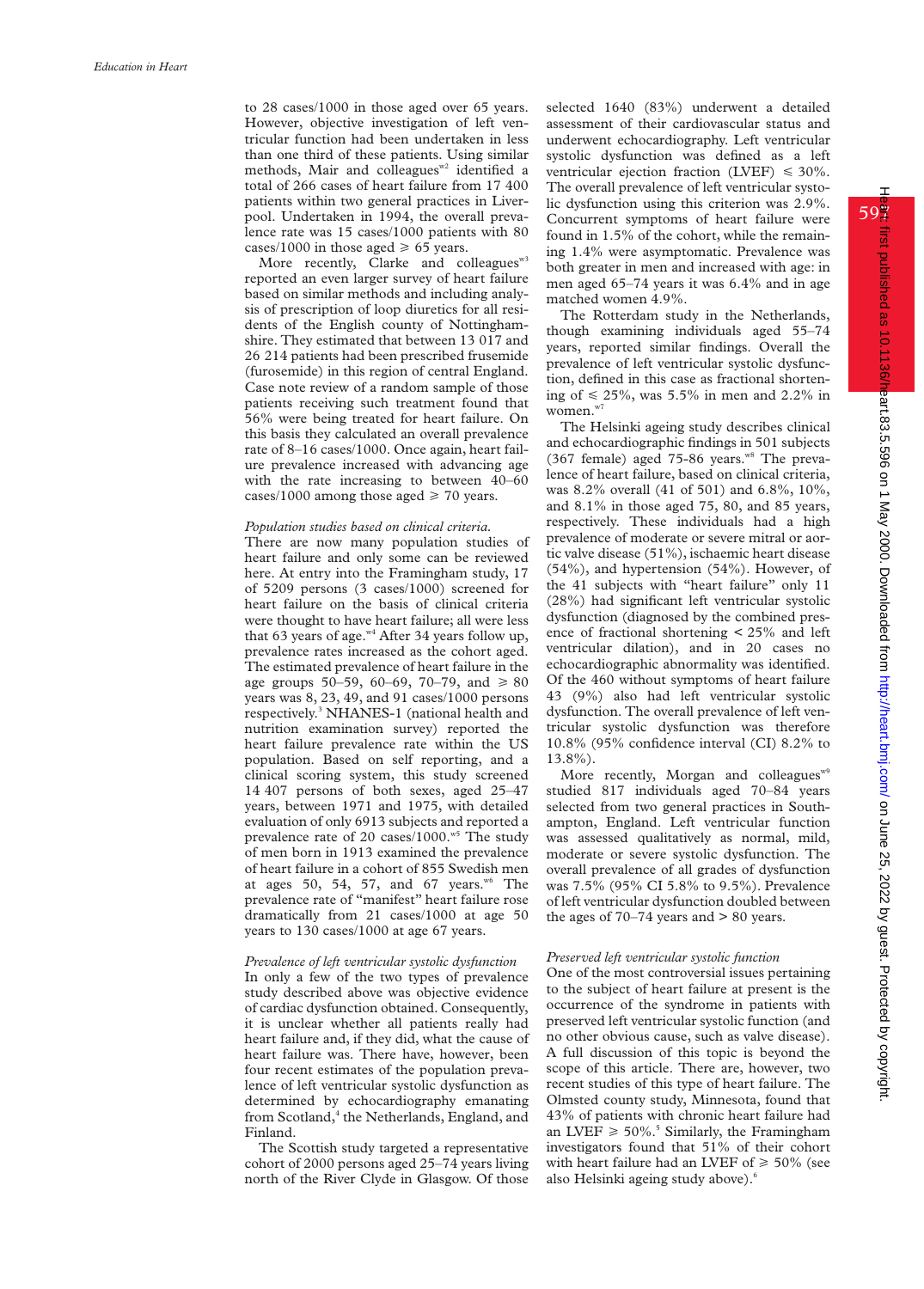to 28 cases/1000 in those aged over 65 years. However, objective investigation of left ventricular function had been undertaken in less than one third of these patients. Using similar methods, Mair and colleagues[w2] identified a total of 266 cases of heart failure from 17 400 patients within two general practices in Liverpool. Undertaken in 1994, the overall prevalence rate was 15 cases/1000 patients with 80 cases/1000 in those aged ≥ 65 years.

More recently, Clarke and colleagues[w3] reported an even larger survey of heart failure based on similar methods and including analysis of prescription of loop diuretics for all residents of the English county of Nottinghamshire. They estimated that between 13 017 and 26 214 patients had been prescribed frusemide (furosemide) in this region of central England. Case note review of a random sample of those patients receiving such treatment found that 56% were being treated for heart failure. On this basis they calculated an overall prevalence rate of 8–16 cases/1000. Once again, heart failure prevalence increased with advancing age with the rate increasing to between 40–60 cases/1000 among those aged ≥ 70 years.

*Population studies based on clinical criteria.*
There are now many population studies of heart failure and only some can be reviewed here. At entry into the Framingham study, 17 of 5209 persons (3 cases/1000) screened for heart failure on the basis of clinical criteria were thought to have heart failure; all were less that 63 years of age.[w4] After 34 years follow up, prevalence rates increased as the cohort aged. The estimated prevalence of heart failure in the age groups 50–59, 60–69, 70–79, and ≥ 80 years was 8, 23, 49, and 91 cases/1000 persons respectively.[3] NHANES-1 (national health and nutrition examination survey) reported the heart failure prevalence rate within the US population. Based on self reporting, and a clinical scoring system, this study screened 14 407 persons of both sexes, aged 25–47 years, between 1971 and 1975, with detailed evaluation of only 6913 subjects and reported a prevalence rate of 20 cases/1000.[w5] The study of men born in 1913 examined the prevalence of heart failure in a cohort of 855 Swedish men at ages 50, 54, 57, and 67 years.[w6] The prevalence rate of "manifest" heart failure rose dramatically from 21 cases/1000 at age 50 years to 130 cases/1000 at age 67 years.

*Prevalence of left ventricular systolic dysfunction*
In only a few of the two types of prevalence study described above was objective evidence of cardiac dysfunction obtained. Consequently, it is unclear whether all patients really had heart failure and, if they did, what the cause of heart failure was. There have, however, been four recent estimates of the population prevalence of left ventricular systolic dysfunction as determined by echocardiography emanating from Scotland,[4] the Netherlands, England, and Finland.

The Scottish study targeted a representative cohort of 2000 persons aged 25–74 years living north of the River Clyde in Glasgow. Of those selected 1640 (83%) underwent a detailed assessment of their cardiovascular status and underwent echocardiography. Left ventricular systolic dysfunction was defined as a left ventricular ejection fraction (LVEF) ≤ 30%. The overall prevalence of left ventricular systolic dysfunction using this criterion was 2.9%. Concurrent symptoms of heart failure were found in 1.5% of the cohort, while the remaining 1.4% were asymptomatic. Prevalence was both greater in men and increased with age: in men aged 65–74 years it was 6.4% and in age matched women 4.9%.

The Rotterdam study in the Netherlands, though examining individuals aged 55–74 years, reported similar findings. Overall the prevalence of left ventricular systolic dysfunction, defined in this case as fractional shortening of ≤ 25%, was 5.5% in men and 2.2% in women.[w7]

The Helsinki ageing study describes clinical and echocardiographic findings in 501 subjects (367 female) aged 75-86 years.[w8] The prevalence of heart failure, based on clinical criteria, was 8.2% overall (41 of 501) and 6.8%, 10%, and 8.1% in those aged 75, 80, and 85 years, respectively. These individuals had a high prevalence of moderate or severe mitral or aortic valve disease (51%), ischaemic heart disease (54%), and hypertension (54%). However, of the 41 subjects with "heart failure" only 11 (28%) had significant left ventricular systolic dysfunction (diagnosed by the combined presence of fractional shortening < 25% and left ventricular dilation), and in 20 cases no echocardiographic abnormality was identified. Of the 460 without symptoms of heart failure 43 (9%) also had left ventricular systolic dysfunction. The overall prevalence of left ventricular systolic dysfunction was therefore 10.8% (95% confidence interval (CI) 8.2% to 13.8%).

More recently, Morgan and colleagues[w9] studied 817 individuals aged 70–84 years selected from two general practices in Southampton, England. Left ventricular function was assessed qualitatively as normal, mild, moderate or severe systolic dysfunction. The overall prevalence of all grades of dysfunction was 7.5% (95% CI 5.8% to 9.5%). Prevalence of left ventricular dysfunction doubled between the ages of 70–74 years and > 80 years.

*Preserved left ventricular systolic function*
One of the most controversial issues pertaining to the subject of heart failure at present is the occurrence of the syndrome in patients with preserved left ventricular systolic function (and no other obvious cause, such as valve disease). A full discussion of this topic is beyond the scope of this article. There are, however, two recent studies of this type of heart failure. The Olmsted county study, Minnesota, found that 43% of patients with chronic heart failure had an LVEF ≥ 50%.[5] Similarly, the Framingham investigators found that 51% of their cohort with heart failure had an LVEF of ≥ 50% (see also Helsinki ageing study above).[6]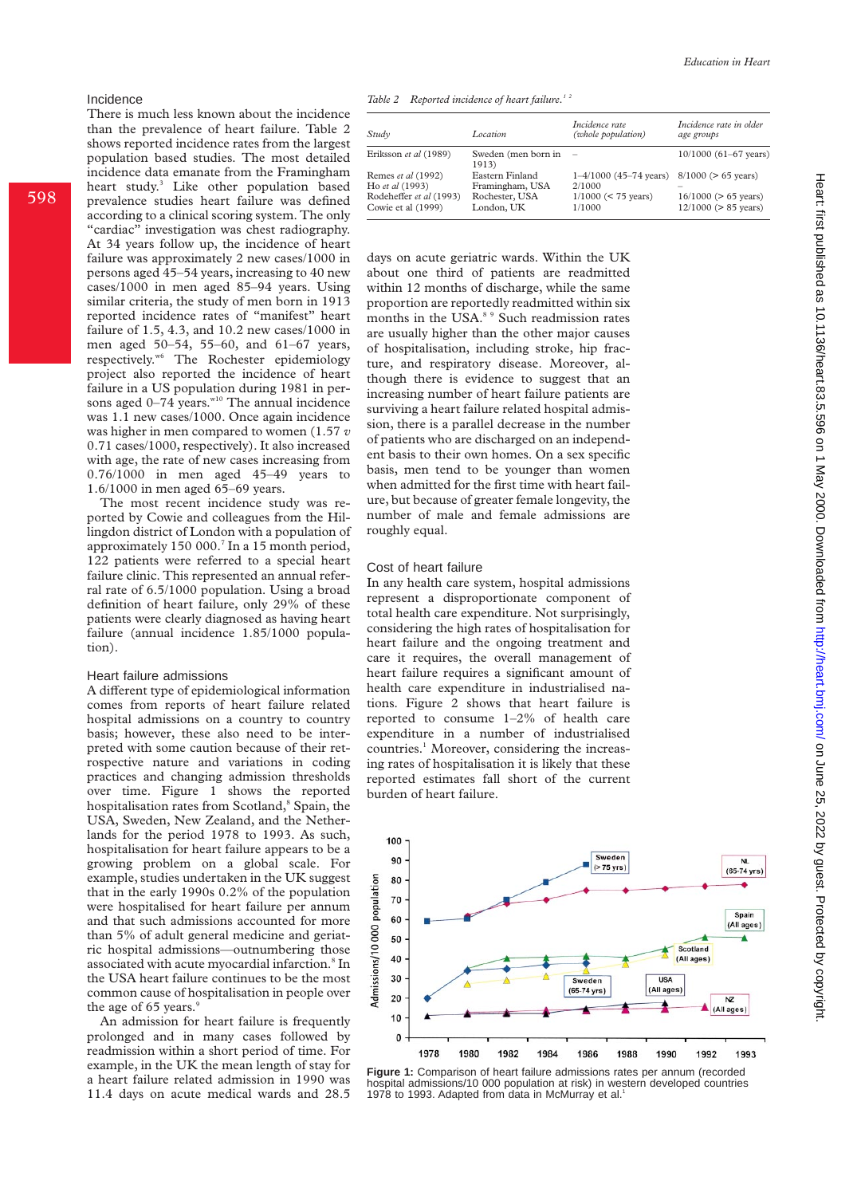## Incidence

There is much less known about the incidence than the prevalence of heart failure. Table 2 shows reported incidence rates from the largest population based studies. The most detailed incidence data emanate from the Framingham heart study.[3] Like other population based prevalence studies heart failure was defined according to a clinical scoring system. The only "cardiac" investigation was chest radiography. At 34 years follow up, the incidence of heart failure was approximately 2 new cases/1000 in persons aged 45–54 years, increasing to 40 new cases/1000 in men aged 85–94 years. Using similar criteria, the study of men born in 1913 reported incidence rates of "manifest" heart failure of 1.5, 4.3, and 10.2 new cases/1000 in men aged 50–54, 55–60, and 61–67 years, respectively.[w6] The Rochester epidemiology project also reported the incidence of heart failure in a US population during 1981 in persons aged 0–74 years.[w10] The annual incidence was 1.1 new cases/1000. Once again incidence was higher in men compared to women (1.57 *v* 0.71 cases/1000, respectively). It also increased with age, the rate of new cases increasing from 0.76/1000 in men aged 45–49 years to 1.6/1000 in men aged 65–69 years.

The most recent incidence study was reported by Cowie and colleagues from the Hillingdon district of London with a population of approximately 150 000.[7] In a 15 month period, 122 patients were referred to a special heart failure clinic. This represented an annual referral rate of 6.5/1000 population. Using a broad definition of heart failure, only 29% of these patients were clearly diagnosed as having heart failure (annual incidence 1.85/1000 population).

Table 2 Reported incidence of heart failure.[1,2]

| Study | Location | Incidence rate (whole population) | Incidence rate in older age groups |
|---|---|---|---|
| Eriksson *et al* (1989) | Sweden (men born in 1913) | – | 10/1000 (61–67 years) |
| Remes *et al* (1992) | Eastern Finland | 1–4/1000 (45–74 years) | 8/1000 (> 65 years) |
| Ho *et al* (1993) | Framingham, USA | 2/1000 | – |
| Rodeheffer *et al* (1993) | Rochester, USA | 1/1000 (< 75 years) | 16/1000 (> 65 years) |
| Cowie et al (1999) | London, UK | 1/1000 | 12/1000 (> 85 years) |

## Heart failure admissions

A different type of epidemiological information comes from reports of heart failure related hospital admissions on a country to country basis; however, these also need to be interpreted with some caution because of their retrospective nature and variations in coding practices and changing admission thresholds over time. Figure 1 shows the reported hospitalisation rates from Scotland,[8] Spain, the USA, Sweden, New Zealand, and the Netherlands for the period 1978 to 1993. As such, hospitalisation for heart failure appears to be a growing problem on a global scale. For example, studies undertaken in the UK suggest that in the early 1990s 0.2% of the population were hospitalised for heart failure per annum and that such admissions accounted for more than 5% of adult general medicine and geriatric hospital admissions—outnumbering those associated with acute myocardial infarction.[8] In the USA heart failure continues to be the most common cause of hospitalisation in people over the age of 65 years.[9]

An admission for heart failure is frequently prolonged and in many cases followed by readmission within a short period of time. For example, in the UK the mean length of stay for a heart failure related admission in 1990 was 11.4 days on acute medical wards and 28.5 days on acute geriatric wards. Within the UK about one third of patients are readmitted within 12 months of discharge, while the same proportion are reportedly readmitted within six months in the USA.[8,9] Such readmission rates are usually higher than the other major causes of hospitalisation, including stroke, hip fracture, and respiratory disease. Moreover, although there is evidence to suggest that an increasing number of heart failure patients are surviving a heart failure related hospital admission, there is a parallel decrease in the number of patients who are discharged on an independent basis to their own homes. On a sex specific basis, men tend to be younger than women when admitted for the first time with heart failure, but because of greater female longevity, the number of male and female admissions are roughly equal.

## Cost of heart failure

In any health care system, hospital admissions represent a disproportionate component of total health care expenditure. Not surprisingly, considering the high rates of hospitalisation for heart failure and the ongoing treatment and care it requires, the overall management of heart failure requires a significant amount of health care expenditure in industrialised nations. Figure 2 shows that heart failure is reported to consume 1–2% of health care expenditure in a number of industrialised countries.[1] Moreover, considering the increasing rates of hospitalisation it is likely that these reported estimates fall short of the current burden of heart failure.

**Figure 1:** Comparison of heart failure admissions rates per annum (recorded hospital admissions/10 000 population at risk) in western developed countries 1978 to 1993. Adapted from data in McMurray et al.[1]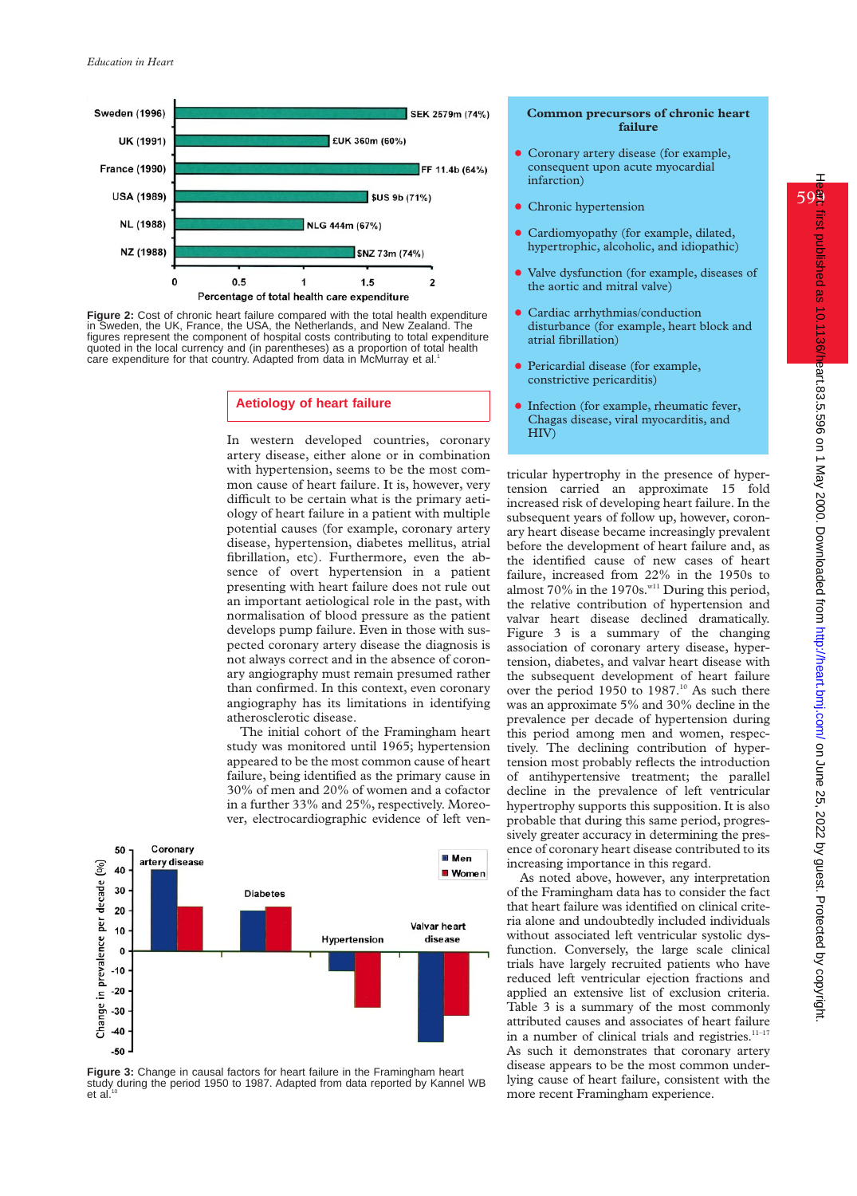Figure 2: Cost of chronic heart failure compared with the total health expenditure in Sweden, the UK, France, the USA, the Netherlands, and New Zealand. The figures represent the component of hospital costs contributing to total expenditure quoted in the local currency and (in parentheses) as a proportion of total health care expenditure for that country. Adapted from data in McMurray et al.[1]

## Aetiology of heart failure

In western developed countries, coronary artery disease, either alone or in combination with hypertension, seems to be the most common cause of heart failure. It is, however, very difficult to be certain what is the primary aetiology of heart failure in a patient with multiple potential causes (for example, coronary artery disease, hypertension, diabetes mellitus, atrial fibrillation, etc). Furthermore, even the absence of overt hypertension in a patient presenting with heart failure does not rule out an important aetiological role in the past, with normalisation of blood pressure as the patient develops pump failure. Even in those with suspected coronary artery disease the diagnosis is not always correct and in the absence of coronary angiography must remain presumed rather than confirmed. In this context, even coronary angiography has its limitations in identifying atherosclerotic disease.

The initial cohort of the Framingham heart study was monitored until 1965; hypertension appeared to be the most common cause of heart failure, being identified as the primary cause in 30% of men and 20% of women and a cofactor in a further 33% and 25%, respectively. Moreover, electrocardiographic evidence of left ventricular hypertrophy in the presence of hypertension carried an approximate 15 fold increased risk of developing heart failure. In the subsequent years of follow up, however, coronary heart disease became increasingly prevalent before the development of heart failure and, as the identified cause of new cases of heart failure, increased from 22% in the 1950s to almost 70% in the 1970s.[w11] During this period, the relative contribution of hypertension and valvar heart disease declined dramatically. Figure 3 is a summary of the changing association of coronary artery disease, hypertension, diabetes, and valvar heart disease with the subsequent development of heart failure over the period 1950 to 1987.[10] As such there was an approximate 5% and 30% decline in the prevalence per decade of hypertension during this period among men and women, respectively. The declining contribution of hypertension most probably reflects the introduction of antihypertensive treatment; the parallel decline in the prevalence of left ventricular hypertrophy supports this supposition. It is also probable that during this same period, progressively greater accuracy in determining the presence of coronary heart disease contributed to its increasing importance in this regard.

As noted above, however, any interpretation of the Framingham data has to consider the fact that heart failure was identified on clinical criteria alone and undoubtedly included individuals without associated left ventricular systolic dysfunction. Conversely, the large scale clinical trials have largely recruited patients who have reduced left ventricular ejection fractions and applied an extensive list of exclusion criteria. Table 3 is a summary of the most commonly attributed causes and associates of heart failure in a number of clinical trials and registries.[11–17] As such it demonstrates that coronary artery disease appears to be the most common underlying cause of heart failure, consistent with the more recent Framingham experience.

Figure 3: Change in causal factors for heart failure in the Framingham heart study during the period 1950 to 1987. Adapted from data reported by Kannel WB et al.[10]

**Common precursors of chronic heart failure**

- Coronary artery disease (for example, consequent upon acute myocardial infarction)
- Chronic hypertension
- Cardiomyopathy (for example, dilated, hypertrophic, alcoholic, and idiopathic)
- Valve dysfunction (for example, diseases of the aortic and mitral valve)
- Cardiac arrhythmias/conduction disturbance (for example, heart block and atrial fibrillation)
- Pericardial disease (for example, constrictive pericarditis)
- Infection (for example, rheumatic fever, Chagas disease, viral myocarditis, and HIV)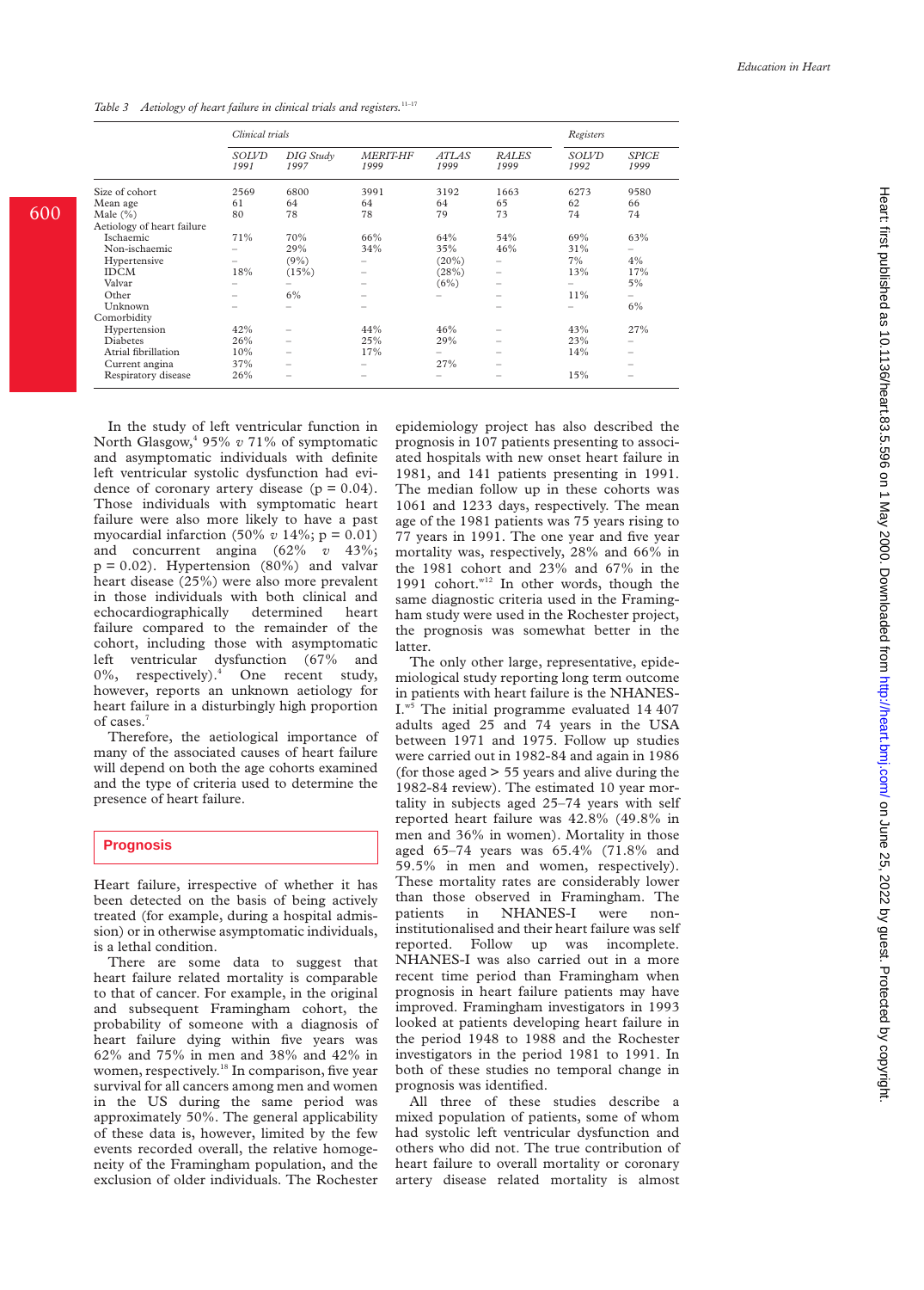*Table 3 Aetiology of heart failure in clinical trials and registers.*[11–17]

| | Clinical trials | | | | | Registers | |
|---|---|---|---|---|---|---|---|
| | SOLVD 1991 | DIG Study 1997 | MERIT-HF 1999 | ATLAS 1999 | RALES 1999 | SOLVD 1992 | SPICE 1999 |
| Size of cohort | 2569 | 6800 | 3991 | 3192 | 1663 | 6273 | 9580 |
| Mean age | 61 | 64 | 64 | 64 | 65 | 62 | 66 |
| Male (%) | 80 | 78 | 78 | 79 | 73 | 74 | 74 |
| Aetiology of heart failure | | | | | | | |
| Ischaemic | 71% | 70% | 66% | 64% | 54% | 69% | 63% |
| Non-ischaemic | – | 29% | 34% | 35% | 46% | 31% | – |
| Hypertensive | – | (9%) | – | (20%) | – | 7% | 4% |
| IDCM | 18% | (15%) | – | (28%) | – | 13% | 17% |
| Valvar | – | – | – | (6%) | – | – | 5% |
| Other | – | 6% | – | – | – | 11% | – |
| Unknown | – | – | – | – | – | – | 6% |
| Comorbidity | | | | | | | |
| Hypertension | 42% | – | 44% | 46% | – | 43% | 27% |
| Diabetes | 26% | – | 25% | 29% | – | 23% | – |
| Atrial fibrillation | 10% | – | 17% | – | – | 14% | – |
| Current angina | 37% | – | – | 27% | – | – | – |
| Respiratory disease | 26% | – | – | – | – | 15% | – |

In the study of left ventricular function in North Glasgow,[4] 95% *v* 71% of symptomatic and asymptomatic individuals with definite left ventricular systolic dysfunction had evidence of coronary artery disease ($p = 0.04$). Those individuals with symptomatic heart failure were also more likely to have a past myocardial infarction (50% *v* 14%; $p = 0.01$) and concurrent angina (62% *v* 43%; $p = 0.02$). Hypertension (80%) and valvar heart disease (25%) were also more prevalent in those individuals with both clinical and echocardiographically determined heart failure compared to the remainder of the cohort, including those with asymptomatic left ventricular dysfunction (67% and 0%, respectively).[4] One recent study, however, reports an unknown aetiology for heart failure in a disturbingly high proportion of cases.[7]

Therefore, the aetiological importance of many of the associated causes of heart failure will depend on both the age cohorts examined and the type of criteria used to determine the presence of heart failure.

## Prognosis

Heart failure, irrespective of whether it has been detected on the basis of being actively treated (for example, during a hospital admission) or in otherwise asymptomatic individuals, is a lethal condition.

There are some data to suggest that heart failure related mortality is comparable to that of cancer. For example, in the original and subsequent Framingham cohort, the probability of someone with a diagnosis of heart failure dying within five years was 62% and 75% in men and 38% and 42% in women, respectively.[18] In comparison, five year survival for all cancers among men and women in the US during the same period was approximately 50%. The general applicability of these data is, however, limited by the few events recorded overall, the relative homogeneity of the Framingham population, and the exclusion of older individuals. The Rochester epidemiology project has also described the prognosis in 107 patients presenting to associated hospitals with new onset heart failure in 1981, and 141 patients presenting in 1991. The median follow up in these cohorts was 1061 and 1233 days, respectively. The mean age of the 1981 patients was 75 years rising to 77 years in 1991. The one year and five year mortality was, respectively, 28% and 66% in the 1981 cohort and 23% and 67% in the 1991 cohort.[w12] In other words, though the same diagnostic criteria used in the Framingham study were used in the Rochester project, the prognosis was somewhat better in the latter.

The only other large, representative, epidemiological study reporting long term outcome in patients with heart failure is the NHANES-I.[w5] The initial programme evaluated 14 407 adults aged 25 and 74 years in the USA between 1971 and 1975. Follow up studies were carried out in 1982-84 and again in 1986 (for those aged > 55 years and alive during the 1982-84 review). The estimated 10 year mortality in subjects aged 25–74 years with self reported heart failure was 42.8% (49.8% in men and 36% in women). Mortality in those aged 65–74 years was 65.4% (71.8% and 59.5% in men and women, respectively). These mortality rates are considerably lower than those observed in Framingham. The patients in NHANES-I were non-institutionalised and their heart failure was self reported. Follow up was incomplete. NHANES-I was also carried out in a more recent time period than Framingham when prognosis in heart failure patients may have improved. Framingham investigators in 1993 looked at patients developing heart failure in the period 1948 to 1988 and the Rochester investigators in the period 1981 to 1991. In both of these studies no temporal change in prognosis was identified.

All three of these studies describe a mixed population of patients, some of whom had systolic left ventricular dysfunction and others who did not. The true contribution of heart failure to overall mortality or coronary artery disease related mortality is almost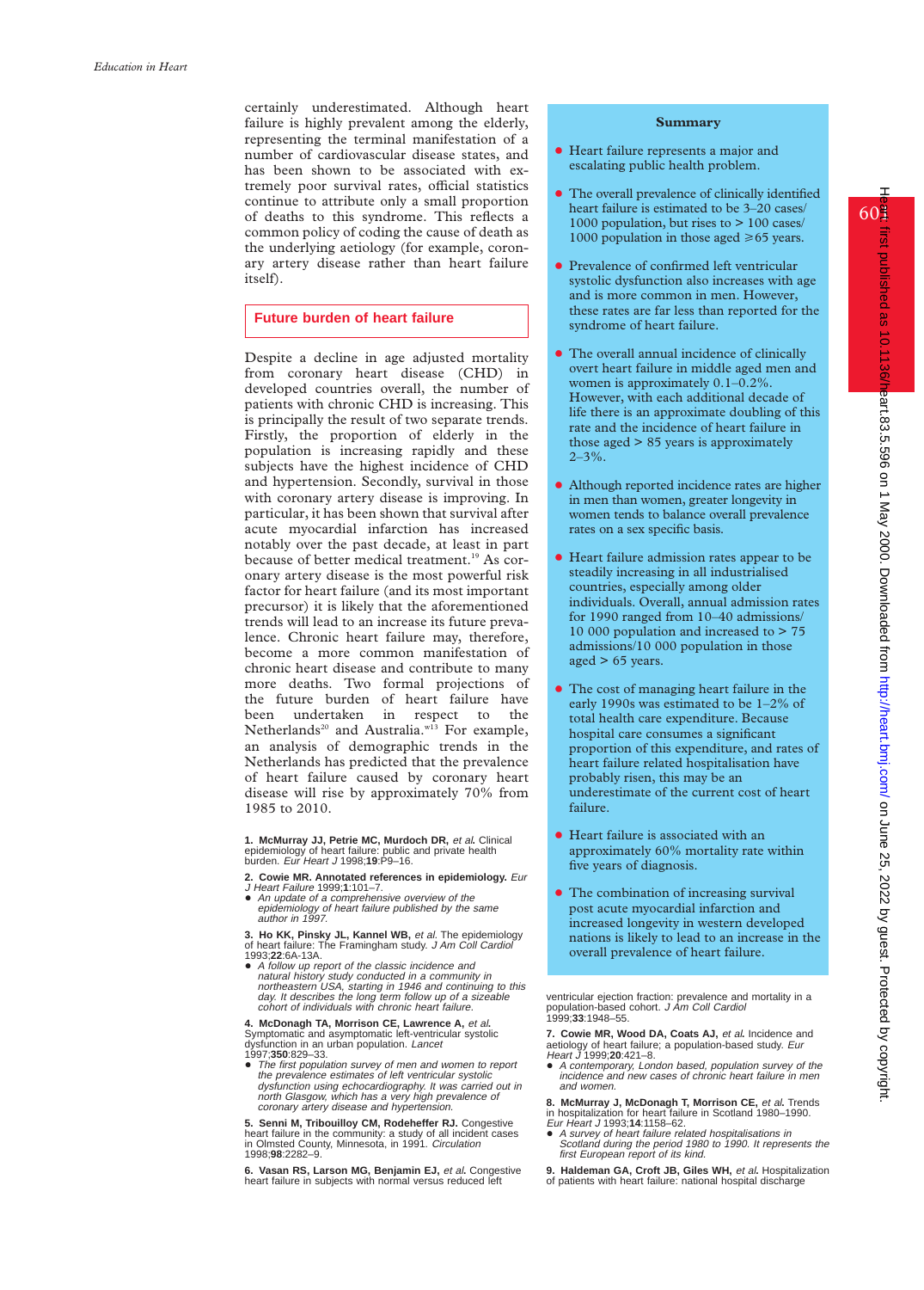certainly underestimated. Although heart failure is highly prevalent among the elderly, representing the terminal manifestation of a number of cardiovascular disease states, and has been shown to be associated with extremely poor survival rates, official statistics continue to attribute only a small proportion of deaths to this syndrome. This reflects a common policy of coding the cause of death as the underlying aetiology (for example, coronary artery disease rather than heart failure itself).

## Future burden of heart failure

Despite a decline in age adjusted mortality from coronary heart disease (CHD) in developed countries overall, the number of patients with chronic CHD is increasing. This is principally the result of two separate trends. Firstly, the proportion of elderly in the population is increasing rapidly and these subjects have the highest incidence of CHD and hypertension. Secondly, survival in those with coronary artery disease is improving. In particular, it has been shown that survival after acute myocardial infarction has increased notably over the past decade, at least in part because of better medical treatment.[19] As coronary artery disease is the most powerful risk factor for heart failure (and its most important precursor) it is likely that the aforementioned trends will lead to an increase its future prevalence. Chronic heart failure may, therefore, become a more common manifestation of chronic heart disease and contribute to many more deaths. Two formal projections of the future burden of heart failure have been undertaken in respect to the Netherlands[20] and Australia.[w13] For example, an analysis of demographic trends in the Netherlands has predicted that the prevalence of heart failure caused by coronary heart disease will rise by approximately 70% from 1985 to 2010.

### Summary

- Heart failure represents a major and escalating public health problem.
- The overall prevalence of clinically identified heart failure is estimated to be 3–20 cases/1000 population, but rises to > 100 cases/1000 population in those aged ⩾65 years.
- Prevalence of confirmed left ventricular systolic dysfunction also increases with age and is more common in men. However, these rates are far less than reported for the syndrome of heart failure.
- The overall annual incidence of clinically overt heart failure in middle aged men and women is approximately 0.1–0.2%. However, with each additional decade of life there is an approximate doubling of this rate and the incidence of heart failure in those aged > 85 years is approximately 2–3%.
- Although reported incidence rates are higher in men than women, greater longevity in women tends to balance overall prevalence rates on a sex specific basis.
- Heart failure admission rates appear to be steadily increasing in all industrialised countries, especially among older individuals. Overall, annual admission rates for 1990 ranged from 10–40 admissions/10 000 population and increased to > 75 admissions/10 000 population in those aged > 65 years.
- The cost of managing heart failure in the early 1990s was estimated to be 1–2% of total health care expenditure. Because hospital care consumes a significant proportion of this expenditure, and rates of heart failure related hospitalisation have probably risen, this may be an underestimate of the current cost of heart failure.
- Heart failure is associated with an approximately 60% mortality rate within five years of diagnosis.
- The combination of increasing survival post acute myocardial infarction and increased longevity in western developed nations is likely to lead to an increase in the overall prevalence of heart failure.

1. **McMurray JJ, Petrie MC, Murdoch DR,** *et al.* Clinical epidemiology of heart failure: public and private health burden. *Eur Heart J* 1998;**19**:P9–16.

2. **Cowie MR. Annotated references in epidemiology.** *Eur J Heart Failure* 1999;**1**:101–7.
   - *An update of a comprehensive overview of the epidemiology of heart failure published by the same author in 1997.*

3. **Ho KK, Pinsky JL, Kannel WB,** *et al.* The epidemiology of heart failure: The Framingham study. *J Am Coll Cardiol* 1993;**22**:6A-13A.
   - *A follow up report of the classic incidence and natural history study conducted in a community in northeastern USA, starting in 1946 and continuing to this day. It describes the long term follow up of a sizeable cohort of individuals with chronic heart failure.*

4. **McDonagh TA, Morrison CE, Lawrence A,** *et al.* Symptomatic and asymptomatic left-ventricular systolic dysfunction in an urban population. *Lancet* 1997;**350**:829–33.
   - *The first population survey of men and women to report the prevalence estimates of left ventricular systolic dysfunction using echocardiography. It was carried out in north Glasgow, which has a very high prevalence of coronary artery disease and hypertension.*

5. **Senni M, Tribouilloy CM, Rodeheffer RJ.** Congestive heart failure in the community: a study of all incident cases in Olmsted County, Minnesota, in 1991. *Circulation* 1998;**98**:2282–9.

6. **Vasan RS, Larson MG, Benjamin EJ,** *et al.* Congestive heart failure in subjects with normal versus reduced left ventricular ejection fraction: prevalence and mortality in a population-based cohort. *J Am Coll Cardiol* 1999;**33**:1948–55.

7. **Cowie MR, Wood DA, Coats AJ,** *et al.* Incidence and aetiology of heart failure; a population-based study. *Eur Heart J* 1999;**20**:421–8.
   - *A contemporary, London based, population survey of the incidence and new cases of chronic heart failure in men and women.*

8. **McMurray J, McDonagh T, Morrison CE,** *et al.* Trends in hospitalization for heart failure in Scotland 1980–1990. *Eur Heart J* 1993;**14**:1158–62.
   - *A survey of heart failure related hospitalisations in Scotland during the period 1980 to 1990. It represents the first European report of its kind.*

9. **Haldeman GA, Croft JB, Giles WH,** *et al.* Hospitalization of patients with heart failure: national hospital discharge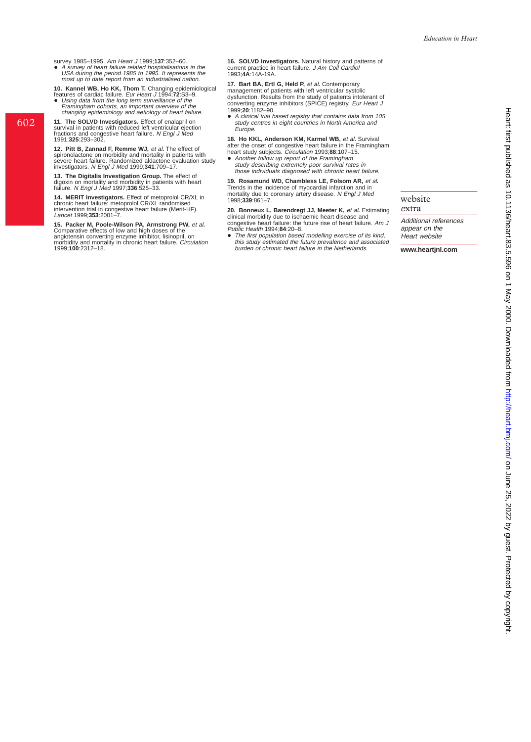survey 1985–1995. *Am Heart J* 1999;**137**:352–60.

- *A survey of heart failure related hospitalisations in the USA during the period 1985 to 1995. It represents the most up to date report from an industrialised nation.*

**10. Kannel WB, Ho KK, Thom T.** Changing epidemiological features of cardiac failure. *Eur Heart J* 1994;**72**:S3–9.

- *Using data from the long term surveillance of the Framingham cohorts, an important overview of the changing epidemiology and aetiology of heart failure.*

**11. The SOLVD Investigators.** Effect of enalapril on survival in patients with reduced left ventricular ejection fractions and congestive heart failure. *N Engl J Med* 1991;**325**:293–302.

**12. Pitt B, Zannad F, Remme WJ,** *et al***.** The effect of spironolactone on morbidity and mortality in patients with severe heart failure. Randomized aldactone evaluation study investigators. *N Engl J Med* 1999;**341**:709–17.

**13. The Digitalis Investigation Group.** The effect of digoxin on mortality and morbidity in patients with heart failure. *N Engl J Med* 1997;**336**:525–33.

**14. MERIT Investigators.** Effect of metoprolol CR/XL in chronic heart failure: metoprolol CR/XL randomised intervention trial in congestive heart failure (Merit-HF). *Lancet* 1999;**353**:2001–7.

**15. Packer M, Poole-Wilson PA, Armstrong PW,** *et al***.** Comparative effects of low and high doses of the angiotensin converting enzyme inhibitor, lisinopril, on morbidity and mortality in chronic heart failure. *Circulation* 1999;**100**:2312–18.

**16. SOLVD Investigators.** Natural history and patterns of current practice in heart failure. *J Am Coll Cardiol* 1993;**4A**:14A-19A.

**17. Bart BA, Ertl G, Held P,** *et al***.** Contemporary management of patients with left ventricular systolic dysfunction. Results from the study of patients intolerant of converting enzyme inhibitors (SPICE) registry. *Eur Heart J* 1999;**20**:1182–90.

- *A clinical trial based registry that contains data from 105 study centres in eight countries in North America and Europe.*

**18. Ho KKL, Anderson KM, Karmel WB,** *et al***.** Survival after the onset of congestive heart failure in the Framingham heart study subjects. *Circulation* 1993;**88**:107–15.

- *Another follow up report of the Framingham study describing extremely poor survival rates in those individuals diagnosed with chronic heart failure.*

**19. Rosamund WD, Chambless LE, Folsom AR,** *et al***.** Trends in the incidence of myocardial infarction and in mortality due to coronary artery disease. *N Engl J Med* 1998;**339**:861–7.

**20. Bonneux L, Barendregt JJ, Meeter K,** *et al***.** Estimating clinical morbidity due to ischaemic heart disease and congestive heart failure: the future rise of heart failure. *Am J Public Health* 1994;**84**:20–8.

- *The first population based modelling exercise of its kind, this study estimated the future prevalence and associated burden of chronic heart failure in the Netherlands.*

website extra

*Additional references appear on the Heart website*

**www.heartjnl.com**